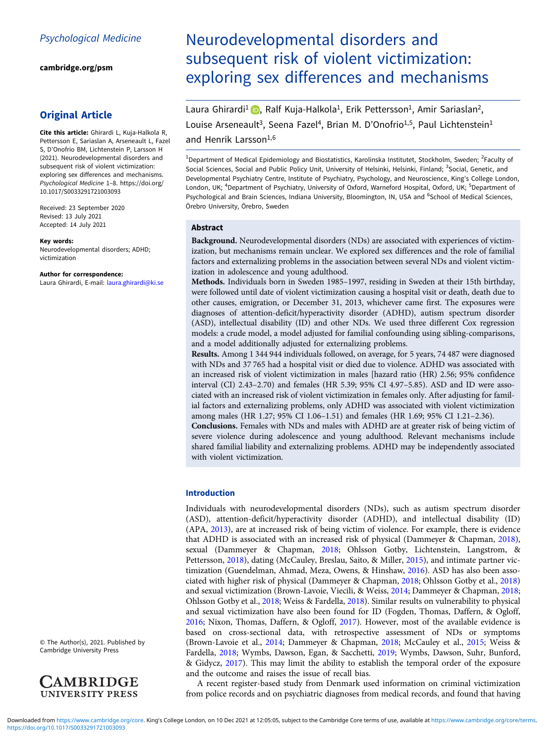Psychological Medicine

cambridge.org/psm

## Original Article

**Cite this article:** Ghirardi L, Kuja-Halkola R, Pettersson E, Sariaslan A, Arseneault L, Fazel S, D'Onofrio BM, Lichtenstein P, Larsson H (2021). Neurodevelopmental disorders and subsequent risk of violent victimization: exploring sex differences and mechanisms. *Psychological Medicine* 1–8. https://doi.org/10.1017/S0033291721003093

Received: 23 September 2020
Revised: 13 July 2021
Accepted: 14 July 2021

**Key words:**
Neurodevelopmental disorders; ADHD; victimization

**Author for correspondence:**
Laura Ghirardi, E-mail: laura.ghirardi@ki.se

© The Author(s), 2021. Published by Cambridge University Press

# Neurodevelopmental disorders and subsequent risk of violent victimization: exploring sex differences and mechanisms

Laura Ghirardi[1], Ralf Kuja-Halkola[1], Erik Pettersson[1], Amir Sariaslan[2], Louise Arseneault[3], Seena Fazel[4], Brian M. D'Onofrio[1,5], Paul Lichtenstein[1] and Henrik Larsson[1,6]

[1]Department of Medical Epidemiology and Biostatistics, Karolinska Institutet, Stockholm, Sweden; [2]Faculty of Social Sciences, Social and Public Policy Unit, University of Helsinki, Helsinki, Finland; [3]Social, Genetic, and Developmental Psychiatry Centre, Institute of Psychiatry, Psychology, and Neuroscience, King's College London, London, UK; [4]Department of Psychiatry, University of Oxford, Warneford Hospital, Oxford, UK; [5]Department of Psychological and Brain Sciences, Indiana University, Bloomington, IN, USA and [6]School of Medical Sciences, Örebro University, Örebro, Sweden

## Abstract

**Background.** Neurodevelopmental disorders (NDs) are associated with experiences of victimization, but mechanisms remain unclear. We explored sex differences and the role of familial factors and externalizing problems in the association between several NDs and violent victimization in adolescence and young adulthood.

**Methods.** Individuals born in Sweden 1985–1997, residing in Sweden at their 15th birthday, were followed until date of violent victimization causing a hospital visit or death, death due to other causes, emigration, or December 31, 2013, whichever came first. The exposures were diagnoses of attention-deficit/hyperactivity disorder (ADHD), autism spectrum disorder (ASD), intellectual disability (ID) and other NDs. We used three different Cox regression models: a crude model, a model adjusted for familial confounding using sibling-comparisons, and a model additionally adjusted for externalizing problems.

**Results.** Among 1 344 944 individuals followed, on average, for 5 years, 74 487 were diagnosed with NDs and 37 765 had a hospital visit or died due to violence. ADHD was associated with an increased risk of violent victimization in males [hazard ratio (HR) 2.56; 95% confidence interval (CI) 2.43–2.70) and females (HR 5.39; 95% CI 4.97–5.85). ASD and ID were associated with an increased risk of violent victimization in females only. After adjusting for familial factors and externalizing problems, only ADHD was associated with violent victimization among males (HR 1.27; 95% CI 1.06–1.51) and females (HR 1.69; 95% CI 1.21–2.36).

**Conclusions.** Females with NDs and males with ADHD are at greater risk of being victim of severe violence during adolescence and young adulthood. Relevant mechanisms include shared familial liability and externalizing problems. ADHD may be independently associated with violent victimization.

## Introduction

Individuals with neurodevelopmental disorders (NDs), such as autism spectrum disorder (ASD), attention-deficit/hyperactivity disorder (ADHD), and intellectual disability (ID) (APA, 2013), are at increased risk of being victim of violence. For example, there is evidence that ADHD is associated with an increased risk of physical (Dammeyer & Chapman, 2018), sexual (Dammeyer & Chapman, 2018; Ohlsson Gotby, Lichtenstein, Langstrom, & Pettersson, 2018), dating (McCauley, Breslau, Saito, & Miller, 2015), and intimate partner victimization (Guendelman, Ahmad, Meza, Owens, & Hinshaw, 2016). ASD has also been associated with higher risk of physical (Dammeyer & Chapman, 2018; Ohlsson Gotby et al., 2018) and sexual victimization (Brown-Lavoie, Viecili, & Weiss, 2014; Dammeyer & Chapman, 2018; Ohlsson Gotby et al., 2018; Weiss & Fardella, 2018). Similar results on vulnerability to physical and sexual victimization have also been found for ID (Fogden, Thomas, Daffern, & Ogloff, 2016; Nixon, Thomas, Daffern, & Ogloff, 2017). However, most of the available evidence is based on cross-sectional data, with retrospective assessment of NDs or symptoms (Brown-Lavoie et al., 2014; Dammeyer & Chapman, 2018; McCauley et al., 2015; Weiss & Fardella, 2018; Wymbs, Dawson, Egan, & Sacchetti, 2019; Wymbs, Dawson, Suhr, Bunford, & Gidycz, 2017). This may limit the ability to establish the temporal order of the exposure and the outcome and raises the issue of recall bias.

A recent register-based study from Denmark used information on criminal victimization from police records and on psychiatric diagnoses from medical records, and found that having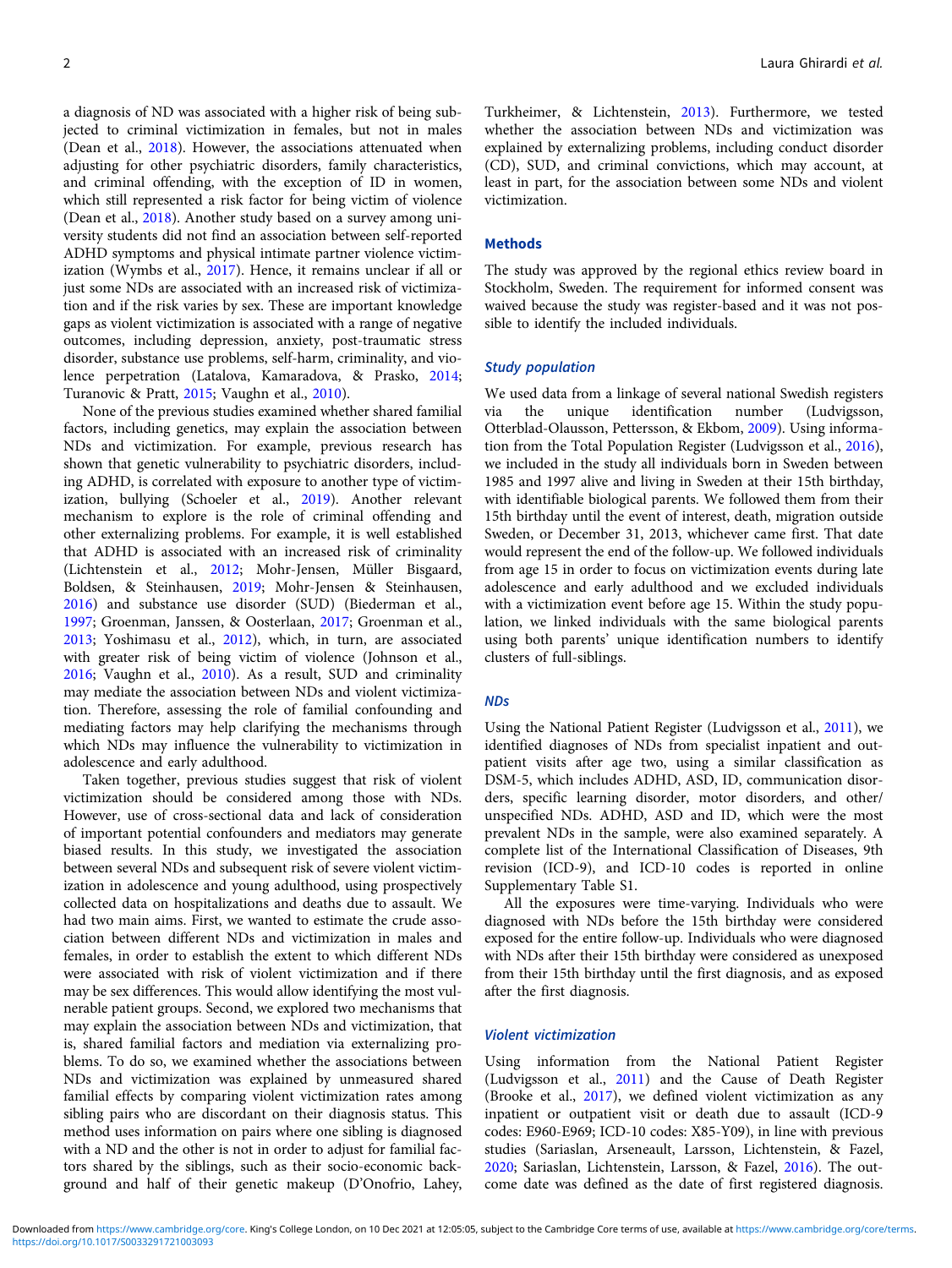a diagnosis of ND was associated with a higher risk of being subjected to criminal victimization in females, but not in males (Dean et al., 2018). However, the associations attenuated when adjusting for other psychiatric disorders, family characteristics, and criminal offending, with the exception of ID in women, which still represented a risk factor for being victim of violence (Dean et al., 2018). Another study based on a survey among university students did not find an association between self-reported ADHD symptoms and physical intimate partner violence victimization (Wymbs et al., 2017). Hence, it remains unclear if all or just some NDs are associated with an increased risk of victimization and if the risk varies by sex. These are important knowledge gaps as violent victimization is associated with a range of negative outcomes, including depression, anxiety, post-traumatic stress disorder, substance use problems, self-harm, criminality, and violence perpetration (Latalova, Kamaradova, & Prasko, 2014; Turanovic & Pratt, 2015; Vaughn et al., 2010).

None of the previous studies examined whether shared familial factors, including genetics, may explain the association between NDs and victimization. For example, previous research has shown that genetic vulnerability to psychiatric disorders, including ADHD, is correlated with exposure to another type of victimization, bullying (Schoeler et al., 2019). Another relevant mechanism to explore is the role of criminal offending and other externalizing problems. For example, it is well established that ADHD is associated with an increased risk of criminality (Lichtenstein et al., 2012; Mohr-Jensen, Müller Bisgaard, Boldsen, & Steinhausen, 2019; Mohr-Jensen & Steinhausen, 2016) and substance use disorder (SUD) (Biederman et al., 1997; Groenman, Janssen, & Oosterlaan, 2017; Groenman et al., 2013; Yoshimasu et al., 2012), which, in turn, are associated with greater risk of being victim of violence (Johnson et al., 2016; Vaughn et al., 2010). As a result, SUD and criminality may mediate the association between NDs and violent victimization. Therefore, assessing the role of familial confounding and mediating factors may help clarifying the mechanisms through which NDs may influence the vulnerability to victimization in adolescence and early adulthood.

Taken together, previous studies suggest that risk of violent victimization should be considered among those with NDs. However, use of cross-sectional data and lack of consideration of important potential confounders and mediators may generate biased results. In this study, we investigated the association between several NDs and subsequent risk of severe violent victimization in adolescence and young adulthood, using prospectively collected data on hospitalizations and deaths due to assault. We had two main aims. First, we wanted to estimate the crude association between different NDs and victimization in males and females, in order to establish the extent to which different NDs were associated with risk of violent victimization and if there may be sex differences. This would allow identifying the most vulnerable patient groups. Second, we explored two mechanisms that may explain the association between NDs and victimization, that is, shared familial factors and mediation via externalizing problems. To do so, we examined whether the associations between NDs and victimization was explained by unmeasured shared familial effects by comparing violent victimization rates among sibling pairs who are discordant on their diagnosis status. This method uses information on pairs where one sibling is diagnosed with a ND and the other is not in order to adjust for familial factors shared by the siblings, such as their socio-economic background and half of their genetic makeup (D'Onofrio, Lahey, Turkheimer, & Lichtenstein, 2013). Furthermore, we tested whether the association between NDs and victimization was explained by externalizing problems, including conduct disorder (CD), SUD, and criminal convictions, which may account, at least in part, for the association between some NDs and violent victimization.

## Methods

The study was approved by the regional ethics review board in Stockholm, Sweden. The requirement for informed consent was waived because the study was register-based and it was not possible to identify the included individuals.

### *Study population*

We used data from a linkage of several national Swedish registers via the unique identification number (Ludvigsson, Otterblad-Olausson, Pettersson, & Ekbom, 2009). Using information from the Total Population Register (Ludvigsson et al., 2016), we included in the study all individuals born in Sweden between 1985 and 1997 alive and living in Sweden at their 15th birthday, with identifiable biological parents. We followed them from their 15th birthday until the event of interest, death, migration outside Sweden, or December 31, 2013, whichever came first. That date would represent the end of the follow-up. We followed individuals from age 15 in order to focus on victimization events during late adolescence and early adulthood and we excluded individuals with a victimization event before age 15. Within the study population, we linked individuals with the same biological parents using both parents' unique identification numbers to identify clusters of full-siblings.

### *NDs*

Using the National Patient Register (Ludvigsson et al., 2011), we identified diagnoses of NDs from specialist inpatient and outpatient visits after age two, using a similar classification as DSM-5, which includes ADHD, ASD, ID, communication disorders, specific learning disorder, motor disorders, and other/unspecified NDs. ADHD, ASD and ID, which were the most prevalent NDs in the sample, were also examined separately. A complete list of the International Classification of Diseases, 9th revision (ICD-9), and ICD-10 codes is reported in online Supplementary Table S1.

All the exposures were time-varying. Individuals who were diagnosed with NDs before the 15th birthday were considered exposed for the entire follow-up. Individuals who were diagnosed with NDs after their 15th birthday were considered as unexposed from their 15th birthday until the first diagnosis, and as exposed after the first diagnosis.

### *Violent victimization*

Using information from the National Patient Register (Ludvigsson et al., 2011) and the Cause of Death Register (Brooke et al., 2017), we defined violent victimization as any inpatient or outpatient visit or death due to assault (ICD-9 codes: E960-E969; ICD-10 codes: X85-Y09), in line with previous studies (Sariaslan, Arseneault, Larsson, Lichtenstein, & Fazel, 2020; Sariaslan, Lichtenstein, Larsson, & Fazel, 2016). The outcome date was defined as the date of first registered diagnosis.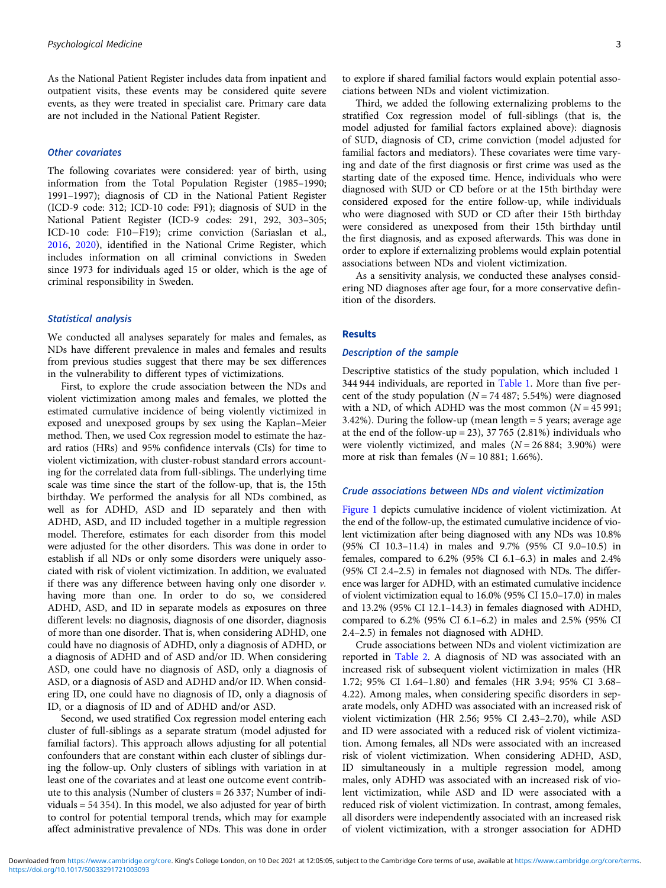As the National Patient Register includes data from inpatient and outpatient visits, these events may be considered quite severe events, as they were treated in specialist care. Primary care data are not included in the National Patient Register.

### Other covariates

The following covariates were considered: year of birth, using information from the Total Population Register (1985–1990; 1991–1997); diagnosis of CD in the National Patient Register (ICD-9 code: 312; ICD-10 code: F91); diagnosis of SUD in the National Patient Register (ICD-9 codes: 291, 292, 303–305; ICD-10 code: F10−F19); crime conviction (Sariaslan et al., 2016, 2020), identified in the National Crime Register, which includes information on all criminal convictions in Sweden since 1973 for individuals aged 15 or older, which is the age of criminal responsibility in Sweden.

### Statistical analysis

We conducted all analyses separately for males and females, as NDs have different prevalence in males and females and results from previous studies suggest that there may be sex differences in the vulnerability to different types of victimizations.

First, to explore the crude association between the NDs and violent victimization among males and females, we plotted the estimated cumulative incidence of being violently victimized in exposed and unexposed groups by sex using the Kaplan–Meier method. Then, we used Cox regression model to estimate the hazard ratios (HRs) and 95% confidence intervals (CIs) for time to violent victimization, with cluster-robust standard errors accounting for the correlated data from full-siblings. The underlying time scale was time since the start of the follow-up, that is, the 15th birthday. We performed the analysis for all NDs combined, as well as for ADHD, ASD and ID separately and then with ADHD, ASD, and ID included together in a multiple regression model. Therefore, estimates for each disorder from this model were adjusted for the other disorders. This was done in order to establish if all NDs or only some disorders were uniquely associated with risk of violent victimization. In addition, we evaluated if there was any difference between having only one disorder *v.* having more than one. In order to do so, we considered ADHD, ASD, and ID in separate models as exposures on three different levels: no diagnosis, diagnosis of one disorder, diagnosis of more than one disorder. That is, when considering ADHD, one could have no diagnosis of ADHD, only a diagnosis of ADHD, or a diagnosis of ADHD and of ASD and/or ID. When considering ASD, one could have no diagnosis of ASD, only a diagnosis of ASD, or a diagnosis of ASD and ADHD and/or ID. When considering ID, one could have no diagnosis of ID, only a diagnosis of ID, or a diagnosis of ID and of ADHD and/or ASD.

Second, we used stratified Cox regression model entering each cluster of full-siblings as a separate stratum (model adjusted for familial factors). This approach allows adjusting for all potential confounders that are constant within each cluster of siblings during the follow-up. Only clusters of siblings with variation in at least one of the covariates and at least one outcome event contribute to this analysis (Number of clusters = 26 337; Number of individuals = 54 354). In this model, we also adjusted for year of birth to control for potential temporal trends, which may for example affect administrative prevalence of NDs. This was done in order to explore if shared familial factors would explain potential associations between NDs and violent victimization.

Third, we added the following externalizing problems to the stratified Cox regression model of full-siblings (that is, the model adjusted for familial factors explained above): diagnosis of SUD, diagnosis of CD, crime conviction (model adjusted for familial factors and mediators). These covariates were time varying and date of the first diagnosis or first crime was used as the starting date of the exposed time. Hence, individuals who were diagnosed with SUD or CD before or at the 15th birthday were considered exposed for the entire follow-up, while individuals who were diagnosed with SUD or CD after their 15th birthday were considered as unexposed from their 15th birthday until the first diagnosis, and as exposed afterwards. This was done in order to explore if externalizing problems would explain potential associations between NDs and violent victimization.

As a sensitivity analysis, we conducted these analyses considering ND diagnoses after age four, for a more conservative definition of the disorders.

## Results

### Description of the sample

Descriptive statistics of the study population, which included 1 344 944 individuals, are reported in Table 1. More than five percent of the study population ($N = 74\,487$; 5.54%) were diagnosed with a ND, of which ADHD was the most common ($N = 45\,991$; 3.42%). During the follow-up (mean length = 5 years; average age at the end of the follow-up = 23), 37 765 (2.81%) individuals who were violently victimized, and males ($N = 26\,884$; 3.90%) were more at risk than females ($N = 10\,881$; 1.66%).

### Crude associations between NDs and violent victimization

Figure 1 depicts cumulative incidence of violent victimization. At the end of the follow-up, the estimated cumulative incidence of violent victimization after being diagnosed with any NDs was 10.8% (95% CI 10.3–11.4) in males and 9.7% (95% CI 9.0–10.5) in females, compared to 6.2% (95% CI 6.1–6.3) in males and 2.4% (95% CI 2.4–2.5) in females not diagnosed with NDs. The difference was larger for ADHD, with an estimated cumulative incidence of violent victimization equal to 16.0% (95% CI 15.0–17.0) in males and 13.2% (95% CI 12.1–14.3) in females diagnosed with ADHD, compared to 6.2% (95% CI 6.1–6.2) in males and 2.5% (95% CI 2.4–2.5) in females not diagnosed with ADHD.

Crude associations between NDs and violent victimization are reported in Table 2. A diagnosis of ND was associated with an increased risk of subsequent violent victimization in males (HR 1.72; 95% CI 1.64–1.80) and females (HR 3.94; 95% CI 3.68–4.22). Among males, when considering specific disorders in separate models, only ADHD was associated with an increased risk of violent victimization (HR 2.56; 95% CI 2.43–2.70), while ASD and ID were associated with a reduced risk of violent victimization. Among females, all NDs were associated with an increased risk of violent victimization. When considering ADHD, ASD, ID simultaneously in a multiple regression model, among males, only ADHD was associated with an increased risk of violent victimization, while ASD and ID were associated with a reduced risk of violent victimization. In contrast, among females, all disorders were independently associated with an increased risk of violent victimization, with a stronger association for ADHD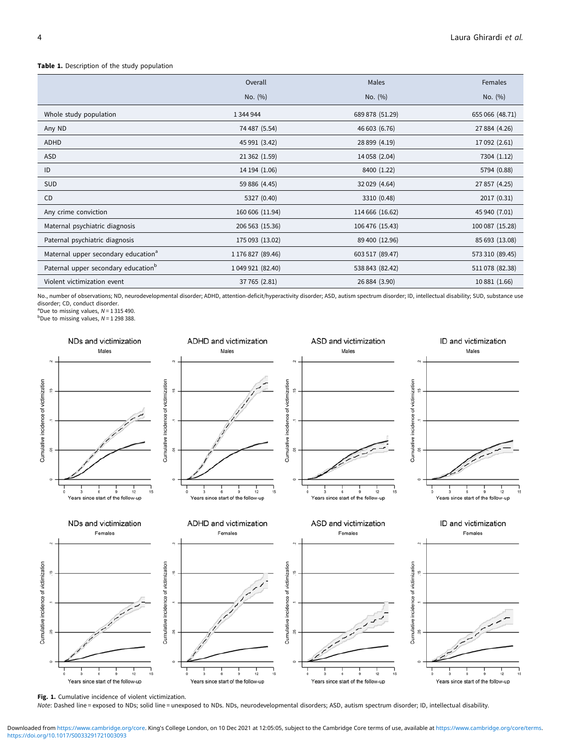**Table 1.** Description of the study population

| | Overall | Males | Females |
|---|---|---|---|
| | No. (%) | No. (%) | No. (%) |
| Whole study population | 1 344 944 | 689 878 (51.29) | 655 066 (48.71) |
| Any ND | 74 487 (5.54) | 46 603 (6.76) | 27 884 (4.26) |
| ADHD | 45 991 (3.42) | 28 899 (4.19) | 17 092 (2.61) |
| ASD | 21 362 (1.59) | 14 058 (2.04) | 7304 (1.12) |
| ID | 14 194 (1.06) | 8400 (1.22) | 5794 (0.88) |
| SUD | 59 886 (4.45) | 32 029 (4.64) | 27 857 (4.25) |
| CD | 5327 (0.40) | 3310 (0.48) | 2017 (0.31) |
| Any crime conviction | 160 606 (11.94) | 114 666 (16.62) | 45 940 (7.01) |
| Maternal psychiatric diagnosis | 206 563 (15.36) | 106 476 (15.43) | 100 087 (15.28) |
| Paternal psychiatric diagnosis | 175 093 (13.02) | 89 400 (12.96) | 85 693 (13.08) |
| Maternal upper secondary education[a] | 1 176 827 (89.46) | 603 517 (89.47) | 573 310 (89.45) |
| Paternal upper secondary education[b] | 1 049 921 (82.40) | 538 843 (82.42) | 511 078 (82.38) |
| Violent victimization event | 37 765 (2.81) | 26 884 (3.90) | 10 881 (1.66) |

No., number of observations; ND, neurodevelopmental disorder; ADHD, attention-deficit/hyperactivity disorder; ASD, autism spectrum disorder; ID, intellectual disability; SUD, substance use disorder; CD, conduct disorder.
[a]Due to missing values, $N$ = 1 315 490.
[b]Due to missing values, $N$ = 1 298 388.

**Fig. 1.** Cumulative incidence of violent victimization.
*Note*: Dashed line = exposed to NDs; solid line = unexposed to NDs. NDs, neurodevelopmental disorders; ASD, autism spectrum disorder; ID, intellectual disability.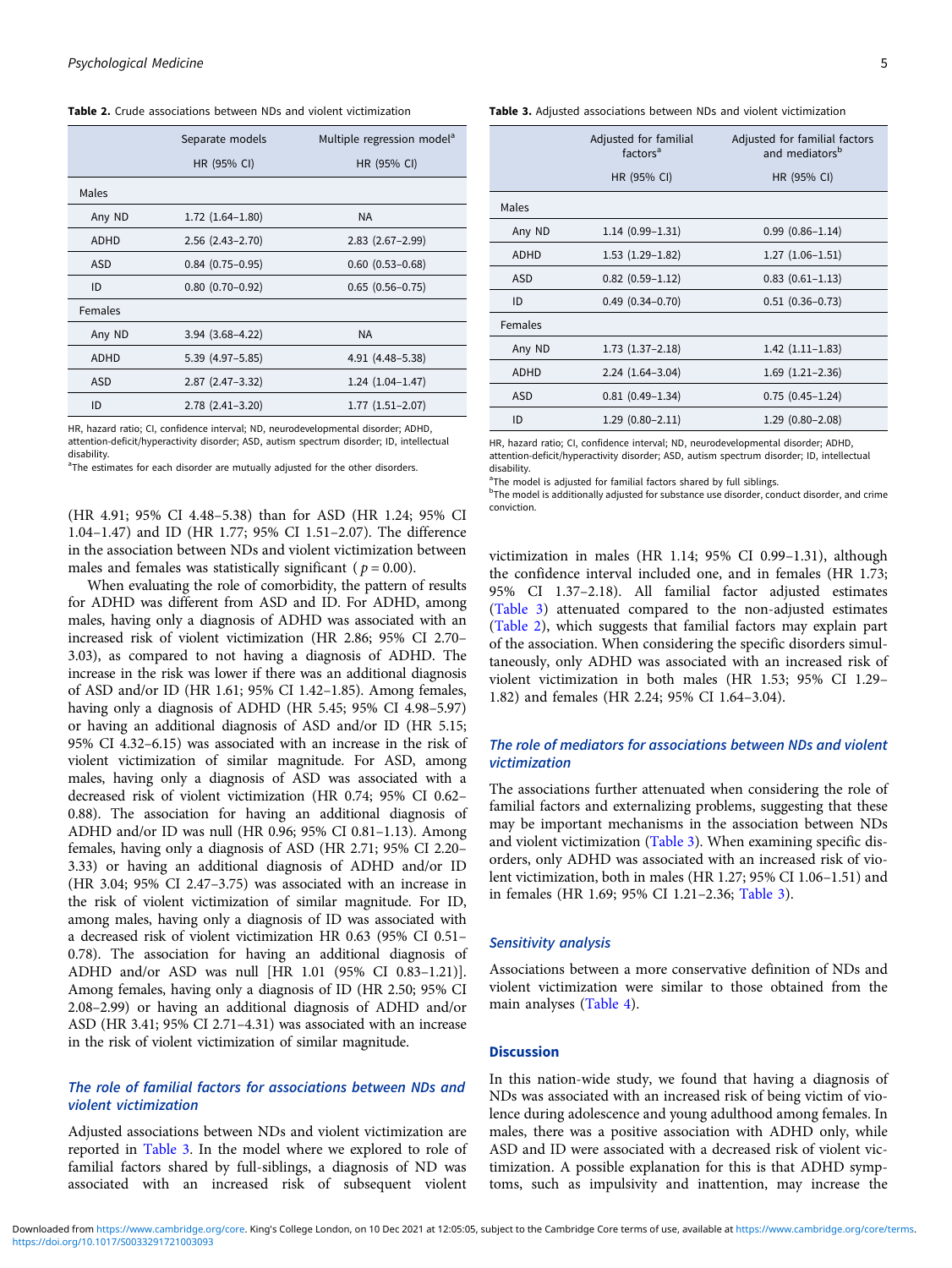**Table 2.** Crude associations between NDs and violent victimization

| | Separate models | Multiple regression model[a] |
|---|---|---|
| | HR (95% CI) | HR (95% CI) |
| Males | | |
| Any ND | 1.72 (1.64–1.80) | NA |
| ADHD | 2.56 (2.43–2.70) | 2.83 (2.67–2.99) |
| ASD | 0.84 (0.75–0.95) | 0.60 (0.53–0.68) |
| ID | 0.80 (0.70–0.92) | 0.65 (0.56–0.75) |
| Females | | |
| Any ND | 3.94 (3.68–4.22) | NA |
| ADHD | 5.39 (4.97–5.85) | 4.91 (4.48–5.38) |
| ASD | 2.87 (2.47–3.32) | 1.24 (1.04–1.47) |
| ID | 2.78 (2.41–3.20) | 1.77 (1.51–2.07) |

HR, hazard ratio; CI, confidence interval; ND, neurodevelopmental disorder; ADHD, attention-deficit/hyperactivity disorder; ASD, autism spectrum disorder; ID, intellectual disability.
[a]The estimates for each disorder are mutually adjusted for the other disorders.

(HR 4.91; 95% CI 4.48–5.38) than for ASD (HR 1.24; 95% CI 1.04–1.47) and ID (HR 1.77; 95% CI 1.51–2.07). The difference in the association between NDs and violent victimization between males and females was statistically significant ($p = 0.00$).

When evaluating the role of comorbidity, the pattern of results for ADHD was different from ASD and ID. For ADHD, among males, having only a diagnosis of ADHD was associated with an increased risk of violent victimization (HR 2.86; 95% CI 2.70–3.03), as compared to not having a diagnosis of ADHD. The increase in the risk was lower if there was an additional diagnosis of ASD and/or ID (HR 1.61; 95% CI 1.42–1.85). Among females, having only a diagnosis of ADHD (HR 5.45; 95% CI 4.98–5.97) or having an additional diagnosis of ASD and/or ID (HR 5.15; 95% CI 4.32–6.15) was associated with an increase in the risk of violent victimization of similar magnitude. For ASD, among males, having only a diagnosis of ASD was associated with a decreased risk of violent victimization (HR 0.74; 95% CI 0.62–0.88). The association for having an additional diagnosis of ADHD and/or ID was null (HR 0.96; 95% CI 0.81–1.13). Among females, having only a diagnosis of ASD (HR 2.71; 95% CI 2.20–3.33) or having an additional diagnosis of ADHD and/or ID (HR 3.04; 95% CI 2.47–3.75) was associated with an increase in the risk of violent victimization of similar magnitude. For ID, among males, having only a diagnosis of ID was associated with a decreased risk of violent victimization HR 0.63 (95% CI 0.51–0.78). The association for having an additional diagnosis of ADHD and/or ASD was null [HR 1.01 (95% CI 0.83–1.21)]. Among females, having only a diagnosis of ID (HR 2.50; 95% CI 2.08–2.99) or having an additional diagnosis of ADHD and/or ASD (HR 3.41; 95% CI 2.71–4.31) was associated with an increase in the risk of violent victimization of similar magnitude.

### *The role of familial factors for associations between NDs and violent victimization*

Adjusted associations between NDs and violent victimization are reported in Table 3. In the model where we explored to role of familial factors shared by full-siblings, a diagnosis of ND was associated with an increased risk of subsequent violent victimization in males (HR 1.14; 95% CI 0.99–1.31), although the confidence interval included one, and in females (HR 1.73; 95% CI 1.37–2.18). All familial factor adjusted estimates (Table 3) attenuated compared to the non-adjusted estimates (Table 2), which suggests that familial factors may explain part of the association. When considering the specific disorders simultaneously, only ADHD was associated with an increased risk of violent victimization in both males (HR 1.53; 95% CI 1.29–1.82) and females (HR 2.24; 95% CI 1.64–3.04).

**Table 3.** Adjusted associations between NDs and violent victimization

| | Adjusted for familial factors[a] | Adjusted for familial factors and mediators[b] |
|---|---|---|
| | HR (95% CI) | HR (95% CI) |
| Males | | |
| Any ND | 1.14 (0.99–1.31) | 0.99 (0.86–1.14) |
| ADHD | 1.53 (1.29–1.82) | 1.27 (1.06–1.51) |
| ASD | 0.82 (0.59–1.12) | 0.83 (0.61–1.13) |
| ID | 0.49 (0.34–0.70) | 0.51 (0.36–0.73) |
| Females | | |
| Any ND | 1.73 (1.37–2.18) | 1.42 (1.11–1.83) |
| ADHD | 2.24 (1.64–3.04) | 1.69 (1.21–2.36) |
| ASD | 0.81 (0.49–1.34) | 0.75 (0.45–1.24) |
| ID | 1.29 (0.80–2.11) | 1.29 (0.80–2.08) |

HR, hazard ratio; CI, confidence interval; ND, neurodevelopmental disorder; ADHD, attention-deficit/hyperactivity disorder; ASD, autism spectrum disorder; ID, intellectual disability.
[a]The model is adjusted for familial factors shared by full siblings.
[b]The model is additionally adjusted for substance use disorder, conduct disorder, and crime conviction.

### *The role of mediators for associations between NDs and violent victimization*

The associations further attenuated when considering the role of familial factors and externalizing problems, suggesting that these may be important mechanisms in the association between NDs and violent victimization (Table 3). When examining specific disorders, only ADHD was associated with an increased risk of violent victimization, both in males (HR 1.27; 95% CI 1.06–1.51) and in females (HR 1.69; 95% CI 1.21–2.36; Table 3).

### *Sensitivity analysis*

Associations between a more conservative definition of NDs and violent victimization were similar to those obtained from the main analyses (Table 4).

## Discussion

In this nation-wide study, we found that having a diagnosis of NDs was associated with an increased risk of being victim of violence during adolescence and young adulthood among females. In males, there was a positive association with ADHD only, while ASD and ID were associated with a decreased risk of violent victimization. A possible explanation for this is that ADHD symptoms, such as impulsivity and inattention, may increase the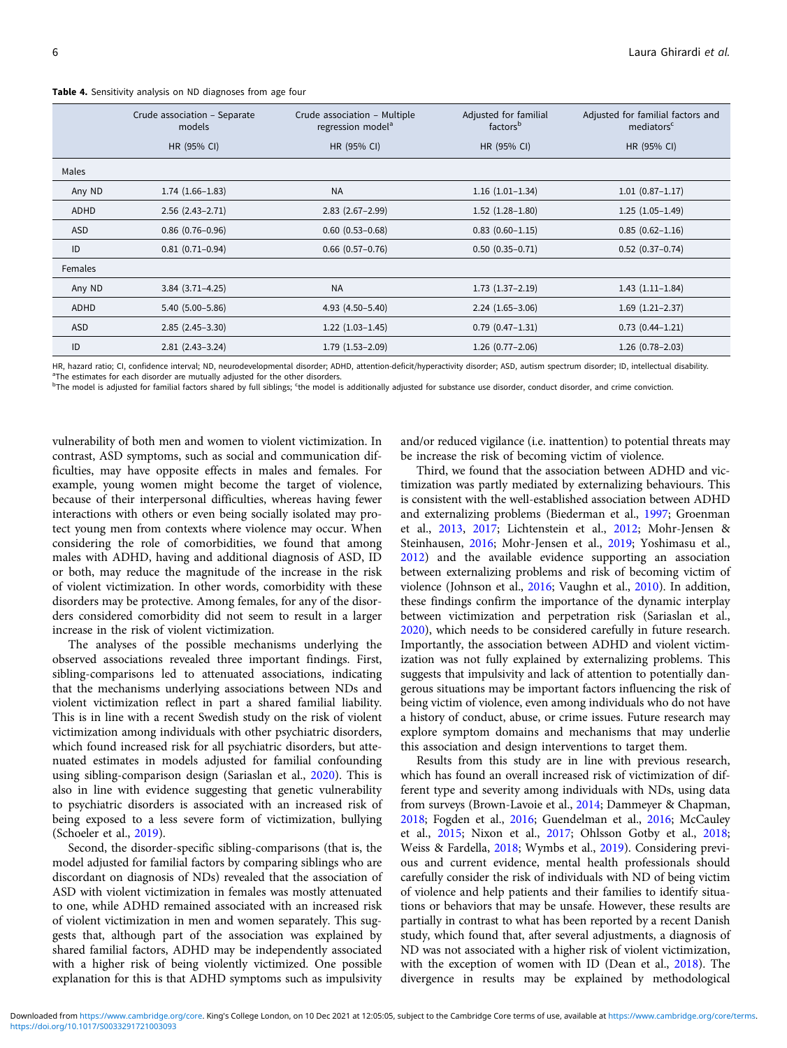**Table 4.** Sensitivity analysis on ND diagnoses from age four

| | Crude association – Separate models | Crude association – Multiple regression model[a] | Adjusted for familial factors[b] | Adjusted for familial factors and mediators[c] |
|---|---|---|---|---|
| | HR (95% CI) | HR (95% CI) | HR (95% CI) | HR (95% CI) |
| Males | | | | |
| Any ND | 1.74 (1.66–1.83) | NA | 1.16 (1.01–1.34) | 1.01 (0.87–1.17) |
| ADHD | 2.56 (2.43–2.71) | 2.83 (2.67–2.99) | 1.52 (1.28–1.80) | 1.25 (1.05–1.49) |
| ASD | 0.86 (0.76–0.96) | 0.60 (0.53–0.68) | 0.83 (0.60–1.15) | 0.85 (0.62–1.16) |
| ID | 0.81 (0.71–0.94) | 0.66 (0.57–0.76) | 0.50 (0.35–0.71) | 0.52 (0.37–0.74) |
| Females | | | | |
| Any ND | 3.84 (3.71–4.25) | NA | 1.73 (1.37–2.19) | 1.43 (1.11–1.84) |
| ADHD | 5.40 (5.00–5.86) | 4.93 (4.50–5.40) | 2.24 (1.65–3.06) | 1.69 (1.21–2.37) |
| ASD | 2.85 (2.45–3.30) | 1.22 (1.03–1.45) | 0.79 (0.47–1.31) | 0.73 (0.44–1.21) |
| ID | 2.81 (2.43–3.24) | 1.79 (1.53–2.09) | 1.26 (0.77–2.06) | 1.26 (0.78–2.03) |

HR, hazard ratio; CI, confidence interval; ND, neurodevelopmental disorder; ADHD, attention-deficit/hyperactivity disorder; ASD, autism spectrum disorder; ID, intellectual disability.
[a]The estimates for each disorder are mutually adjusted for the other disorders.
[b]The model is adjusted for familial factors shared by full siblings; [c]the model is additionally adjusted for substance use disorder, conduct disorder, and crime conviction.

vulnerability of both men and women to violent victimization. In contrast, ASD symptoms, such as social and communication difficulties, may have opposite effects in males and females. For example, young women might become the target of violence, because of their interpersonal difficulties, whereas having fewer interactions with others or even being socially isolated may protect young men from contexts where violence may occur. When considering the role of comorbidities, we found that among males with ADHD, having and additional diagnosis of ASD, ID or both, may reduce the magnitude of the increase in the risk of violent victimization. In other words, comorbidity with these disorders may be protective. Among females, for any of the disorders considered comorbidity did not seem to result in a larger increase in the risk of violent victimization.

The analyses of the possible mechanisms underlying the observed associations revealed three important findings. First, sibling-comparisons led to attenuated associations, indicating that the mechanisms underlying associations between NDs and violent victimization reflect in part a shared familial liability. This is in line with a recent Swedish study on the risk of violent victimization among individuals with other psychiatric disorders, which found increased risk for all psychiatric disorders, but attenuated estimates in models adjusted for familial confounding using sibling-comparison design (Sariaslan et al., 2020). This is also in line with evidence suggesting that genetic vulnerability to psychiatric disorders is associated with an increased risk of being exposed to a less severe form of victimization, bullying (Schoeler et al., 2019).

Second, the disorder-specific sibling-comparisons (that is, the model adjusted for familial factors by comparing siblings who are discordant on diagnosis of NDs) revealed that the association of ASD with violent victimization in females was mostly attenuated to one, while ADHD remained associated with an increased risk of violent victimization in men and women separately. This suggests that, although part of the association was explained by shared familial factors, ADHD may be independently associated with a higher risk of being violently victimized. One possible explanation for this is that ADHD symptoms such as impulsivity and/or reduced vigilance (i.e. inattention) to potential threats may be increase the risk of becoming victim of violence.

Third, we found that the association between ADHD and victimization was partly mediated by externalizing behaviours. This is consistent with the well-established association between ADHD and externalizing problems (Biederman et al., 1997; Groenman et al., 2013, 2017; Lichtenstein et al., 2012; Mohr-Jensen & Steinhausen, 2016; Mohr-Jensen et al., 2019; Yoshimasu et al., 2012) and the available evidence supporting an association between externalizing problems and risk of becoming victim of violence (Johnson et al., 2016; Vaughn et al., 2010). In addition, these findings confirm the importance of the dynamic interplay between victimization and perpetration risk (Sariaslan et al., 2020), which needs to be considered carefully in future research. Importantly, the association between ADHD and violent victimization was not fully explained by externalizing problems. This suggests that impulsivity and lack of attention to potentially dangerous situations may be important factors influencing the risk of being victim of violence, even among individuals who do not have a history of conduct, abuse, or crime issues. Future research may explore symptom domains and mechanisms that may underlie this association and design interventions to target them.

Results from this study are in line with previous research, which has found an overall increased risk of victimization of different type and severity among individuals with NDs, using data from surveys (Brown-Lavoie et al., 2014; Dammeyer & Chapman, 2018; Fogden et al., 2016; Guendelman et al., 2016; McCauley et al., 2015; Nixon et al., 2017; Ohlsson Gotby et al., 2018; Weiss & Fardella, 2018; Wymbs et al., 2019). Considering previous and current evidence, mental health professionals should carefully consider the risk of individuals with ND of being victim of violence and help patients and their families to identify situations or behaviors that may be unsafe. However, these results are partially in contrast to what has been reported by a recent Danish study, which found that, after several adjustments, a diagnosis of ND was not associated with a higher risk of violent victimization, with the exception of women with ID (Dean et al., 2018). The divergence in results may be explained by methodological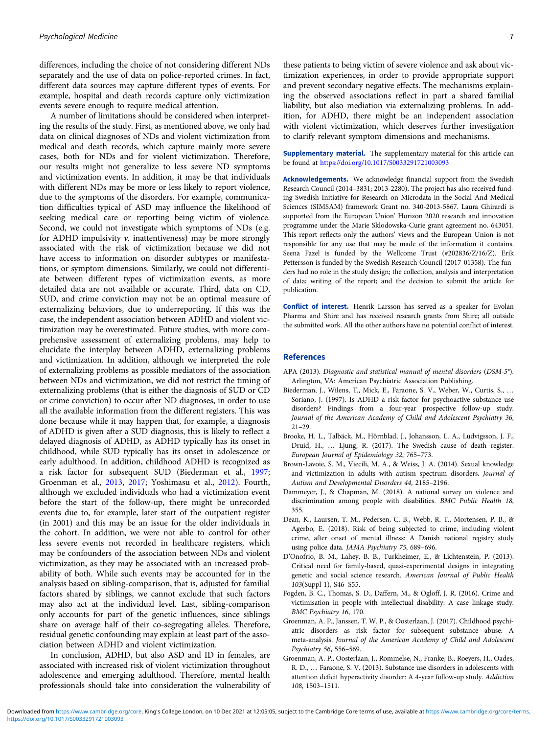differences, including the choice of not considering different NDs separately and the use of data on police-reported crimes. In fact, different data sources may capture different types of events. For example, hospital and death records capture only victimization events severe enough to require medical attention.

A number of limitations should be considered when interpreting the results of the study. First, as mentioned above, we only had data on clinical diagnoses of NDs and violent victimization from medical and death records, which capture mainly more severe cases, both for NDs and for violent victimization. Therefore, our results might not generalize to less severe ND symptoms and victimization events. In addition, it may be that individuals with different NDs may be more or less likely to report violence, due to the symptoms of the disorders. For example, communication difficulties typical of ASD may influence the likelihood of seeking medical care or reporting being victim of violence. Second, we could not investigate which symptoms of NDs (e.g. for ADHD impulsivity *v.* inattentiveness) may be more strongly associated with the risk of victimization because we did not have access to information on disorder subtypes or manifestations, or symptom dimensions. Similarly, we could not differentiate between different types of victimization events, as more detailed data are not available or accurate. Third, data on CD, SUD, and crime conviction may not be an optimal measure of externalizing behaviors, due to underreporting. If this was the case, the independent association between ADHD and violent victimization may be overestimated. Future studies, with more comprehensive assessment of externalizing problems, may help to elucidate the interplay between ADHD, externalizing problems and victimization. In addition, although we interpreted the role of externalizing problems as possible mediators of the association between NDs and victimization, we did not restrict the timing of externalizing problems (that is either the diagnosis of SUD or CD or crime conviction) to occur after ND diagnoses, in order to use all the available information from the different registers. This was done because while it may happen that, for example, a diagnosis of ADHD is given after a SUD diagnosis, this is likely to reflect a delayed diagnosis of ADHD, as ADHD typically has its onset in childhood, while SUD typically has its onset in adolescence or early adulthood. In addition, childhood ADHD is recognized as a risk factor for subsequent SUD (Biederman et al., 1997; Groenman et al., 2013, 2017; Yoshimasu et al., 2012). Fourth, although we excluded individuals who had a victimization event before the start of the follow-up, there might be unrecorded events due to, for example, later start of the outpatient register (in 2001) and this may be an issue for the older individuals in the cohort. In addition, we were not able to control for other less severe events not recorded in healthcare registers, which may be confounders of the association between NDs and violent victimization, as they may be associated with an increased probability of both. While such events may be accounted for in the analysis based on sibling-comparison, that is, adjusted for familial factors shared by siblings, we cannot exclude that such factors may also act at the individual level. Last, sibling-comparison only accounts for part of the genetic influences, since siblings share on average half of their co-segregating alleles. Therefore, residual genetic confounding may explain at least part of the association between ADHD and violent victimization.

In conclusion, ADHD, but also ASD and ID in females, are associated with increased risk of violent victimization throughout adolescence and emerging adulthood. Therefore, mental health professionals should take into consideration the vulnerability of these patients to being victim of severe violence and ask about victimization experiences, in order to provide appropriate support and prevent secondary negative effects. The mechanisms explaining the observed associations reflect in part a shared familial liability, but also mediation via externalizing problems. In addition, for ADHD, there might be an independent association with violent victimization, which deserves further investigation to clarify relevant symptom dimensions and mechanisms.

**Supplementary material.** The supplementary material for this article can be found at https://doi.org/10.1017/S0033291721003093

**Acknowledgements.** We acknowledge financial support from the Swedish Research Council (2014–3831; 2013-2280). The project has also received funding Swedish Initiative for Research on Microdata in the Social And Medical Sciences (SIMSAM) framework Grant no. 340-2013-5867. Laura Ghirardi is supported from the European Union' Horizon 2020 research and innovation programme under the Marie Sklodowska-Curie grant agreement no. 643051. This report reflects only the authors' views and the European Union is not responsible for any use that may be made of the information it contains. Seena Fazel is funded by the Wellcome Trust (#202836/Z/16/Z). Erik Pettersson is funded by the Swedish Research Council (2017-01358). The funders had no role in the study design; the collection, analysis and interpretation of data; writing of the report; and the decision to submit the article for publication.

**Conflict of interest.** Henrik Larsson has served as a speaker for Evolan Pharma and Shire and has received research grants from Shire; all outside the submitted work. All the other authors have no potential conflict of interest.

## References

APA (2013). *Diagnostic and statistical manual of mental disorders* (*DSM-5®*). Arlington, VA: American Psychiatric Association Publishing.

Biederman, J., Wilens, T., Mick, E., Faraone, S. V., Weber, W., Curtis, S., … Soriano, J. (1997). Is ADHD a risk factor for psychoactive substance use disorders? Findings from a four-year prospective follow-up study. *Journal of the American Academy of Child and Adolescent Psychiatry 36*, 21–29.

Brooke, H. L., Talbäck, M., Hörnblad, J., Johansson, L. A., Ludvigsson, J. F., Druid, H., … Ljung, R. (2017). The Swedish cause of death register. *European Journal of Epidemiology 32*, 765–773.

Brown-Lavoie, S. M., Viecili, M. A., & Weiss, J. A. (2014). Sexual knowledge and victimization in adults with autism spectrum disorders. *Journal of Autism and Developmental Disorders 44*, 2185–2196.

Dammeyer, J., & Chapman, M. (2018). A national survey on violence and discrimination among people with disabilities. *BMC Public Health 18*, 355.

Dean, K., Laursen, T. M., Pedersen, C. B., Webb, R. T., Mortensen, P. B., & Agerbo, E. (2018). Risk of being subjected to crime, including violent crime, after onset of mental illness: A Danish national registry study using police data. *JAMA Psychiatry 75*, 689–696.

D'Onofrio, B. M., Lahey, B. B., Turkheimer, E., & Lichtenstein, P. (2013). Critical need for family-based, quasi-experimental designs in integrating genetic and social science research. *American Journal of Public Health 103*(Suppl 1), S46–S55.

Fogden, B. C., Thomas, S. D., Daffern, M., & Ogloff, J. R. (2016). Crime and victimisation in people with intellectual disability: A case linkage study. *BMC Psychiatry 16*, 170.

Groenman, A. P., Janssen, T. W. P., & Oosterlaan, J. (2017). Childhood psychiatric disorders as risk factor for subsequent substance abuse: A meta-analysis. *Journal of the American Academy of Child and Adolescent Psychiatry 56*, 556–569.

Groenman, A. P., Oosterlaan, J., Rommelse, N., Franke, B., Roeyers, H., Oades, R. D., … Faraone, S. V. (2013). Substance use disorders in adolescents with attention deficit hyperactivity disorder: A 4-year follow-up study. *Addiction 108*, 1503–1511.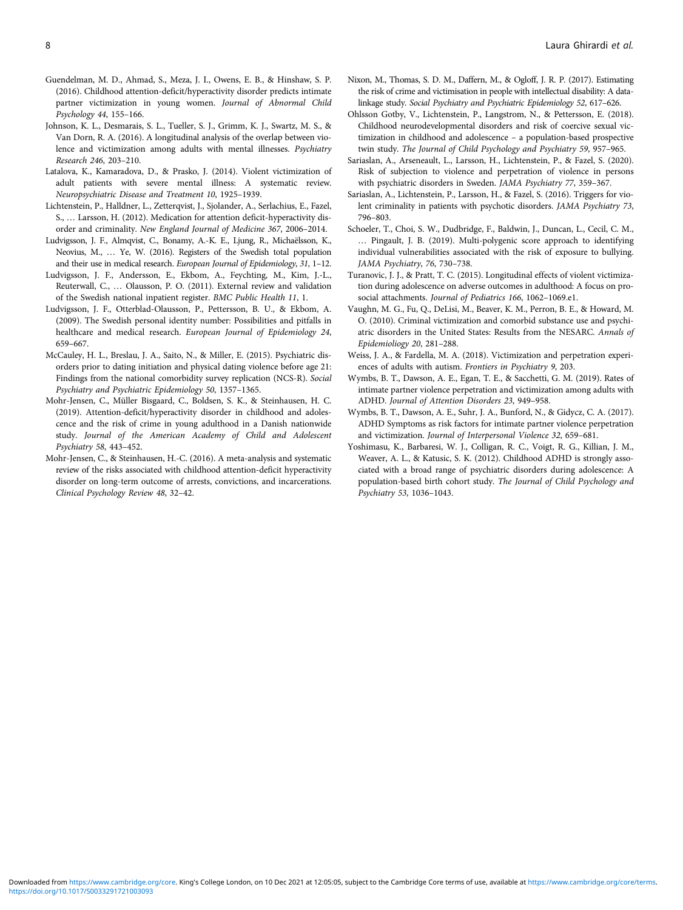Guendelman, M. D., Ahmad, S., Meza, J. I., Owens, E. B., & Hinshaw, S. P. (2016). Childhood attention-deficit/hyperactivity disorder predicts intimate partner victimization in young women. *Journal of Abnormal Child Psychology 44*, 155–166.

Johnson, K. L., Desmarais, S. L., Tueller, S. J., Grimm, K. J., Swartz, M. S., & Van Dorn, R. A. (2016). A longitudinal analysis of the overlap between violence and victimization among adults with mental illnesses. *Psychiatry Research 246*, 203–210.

Latalova, K., Kamaradova, D., & Prasko, J. (2014). Violent victimization of adult patients with severe mental illness: A systematic review. *Neuropsychiatric Disease and Treatment 10*, 1925–1939.

Lichtenstein, P., Halldner, L., Zetterqvist, J., Sjolander, A., Serlachius, E., Fazel, S., … Larsson, H. (2012). Medication for attention deficit-hyperactivity disorder and criminality. *New England Journal of Medicine 367*, 2006–2014.

Ludvigsson, J. F., Almqvist, C., Bonamy, A.-K. E., Ljung, R., Michaëlsson, K., Neovius, M., … Ye, W. (2016). Registers of the Swedish total population and their use in medical research. *European Journal of Epidemiology, 31*, 1–12.

Ludvigsson, J. F., Andersson, E., Ekbom, A., Feychting, M., Kim, J.-L., Reuterwall, C., … Olausson, P. O. (2011). External review and validation of the Swedish national inpatient register. *BMC Public Health 11*, 1.

Ludvigsson, J. F., Otterblad-Olausson, P., Pettersson, B. U., & Ekbom, A. (2009). The Swedish personal identity number: Possibilities and pitfalls in healthcare and medical research. *European Journal of Epidemiology 24*, 659–667.

McCauley, H. L., Breslau, J. A., Saito, N., & Miller, E. (2015). Psychiatric disorders prior to dating initiation and physical dating violence before age 21: Findings from the national comorbidity survey replication (NCS-R). *Social Psychiatry and Psychiatric Epidemiology 50*, 1357–1365.

Mohr-Jensen, C., Müller Bisgaard, C., Boldsen, S. K., & Steinhausen, H. C. (2019). Attention-deficit/hyperactivity disorder in childhood and adolescence and the risk of crime in young adulthood in a Danish nationwide study. *Journal of the American Academy of Child and Adolescent Psychiatry 58*, 443–452.

Mohr-Jensen, C., & Steinhausen, H.-C. (2016). A meta-analysis and systematic review of the risks associated with childhood attention-deficit hyperactivity disorder on long-term outcome of arrests, convictions, and incarcerations. *Clinical Psychology Review 48*, 32–42.

Nixon, M., Thomas, S. D. M., Daffern, M., & Ogloff, J. R. P. (2017). Estimating the risk of crime and victimisation in people with intellectual disability: A data-linkage study. *Social Psychiatry and Psychiatric Epidemiology 52*, 617–626.

Ohlsson Gotby, V., Lichtenstein, P., Langstrom, N., & Pettersson, E. (2018). Childhood neurodevelopmental disorders and risk of coercive sexual victimization in childhood and adolescence – a population-based prospective twin study. *The Journal of Child Psychology and Psychiatry 59*, 957–965.

Sariaslan, A., Arseneault, L., Larsson, H., Lichtenstein, P., & Fazel, S. (2020). Risk of subjection to violence and perpetration of violence in persons with psychiatric disorders in Sweden. *JAMA Psychiatry 77*, 359–367.

Sariaslan, A., Lichtenstein, P., Larsson, H., & Fazel, S. (2016). Triggers for violent criminality in patients with psychotic disorders. *JAMA Psychiatry 73*, 796–803.

Schoeler, T., Choi, S. W., Dudbridge, F., Baldwin, J., Duncan, L., Cecil, C. M., … Pingault, J. B. (2019). Multi-polygenic score approach to identifying individual vulnerabilities associated with the risk of exposure to bullying. *JAMA Psychiatry, 76*, 730–738.

Turanovic, J. J., & Pratt, T. C. (2015). Longitudinal effects of violent victimization during adolescence on adverse outcomes in adulthood: A focus on prosocial attachments. *Journal of Pediatrics 166*, 1062–1069.e1.

Vaughn, M. G., Fu, Q., DeLisi, M., Beaver, K. M., Perron, B. E., & Howard, M. O. (2010). Criminal victimization and comorbid substance use and psychiatric disorders in the United States: Results from the NESARC. *Annals of Epidemioliogy 20*, 281–288.

Weiss, J. A., & Fardella, M. A. (2018). Victimization and perpetration experiences of adults with autism. *Frontiers in Psychiatry 9*, 203.

Wymbs, B. T., Dawson, A. E., Egan, T. E., & Sacchetti, G. M. (2019). Rates of intimate partner violence perpetration and victimization among adults with ADHD. *Journal of Attention Disorders 23*, 949–958.

Wymbs, B. T., Dawson, A. E., Suhr, J. A., Bunford, N., & Gidycz, C. A. (2017). ADHD Symptoms as risk factors for intimate partner violence perpetration and victimization. *Journal of Interpersonal Violence 32*, 659–681.

Yoshimasu, K., Barbaresi, W. J., Colligan, R. C., Voigt, R. G., Killian, J. M., Weaver, A. L., & Katusic, S. K. (2012). Childhood ADHD is strongly associated with a broad range of psychiatric disorders during adolescence: A population-based birth cohort study. *The Journal of Child Psychology and Psychiatry 53*, 1036–1043.